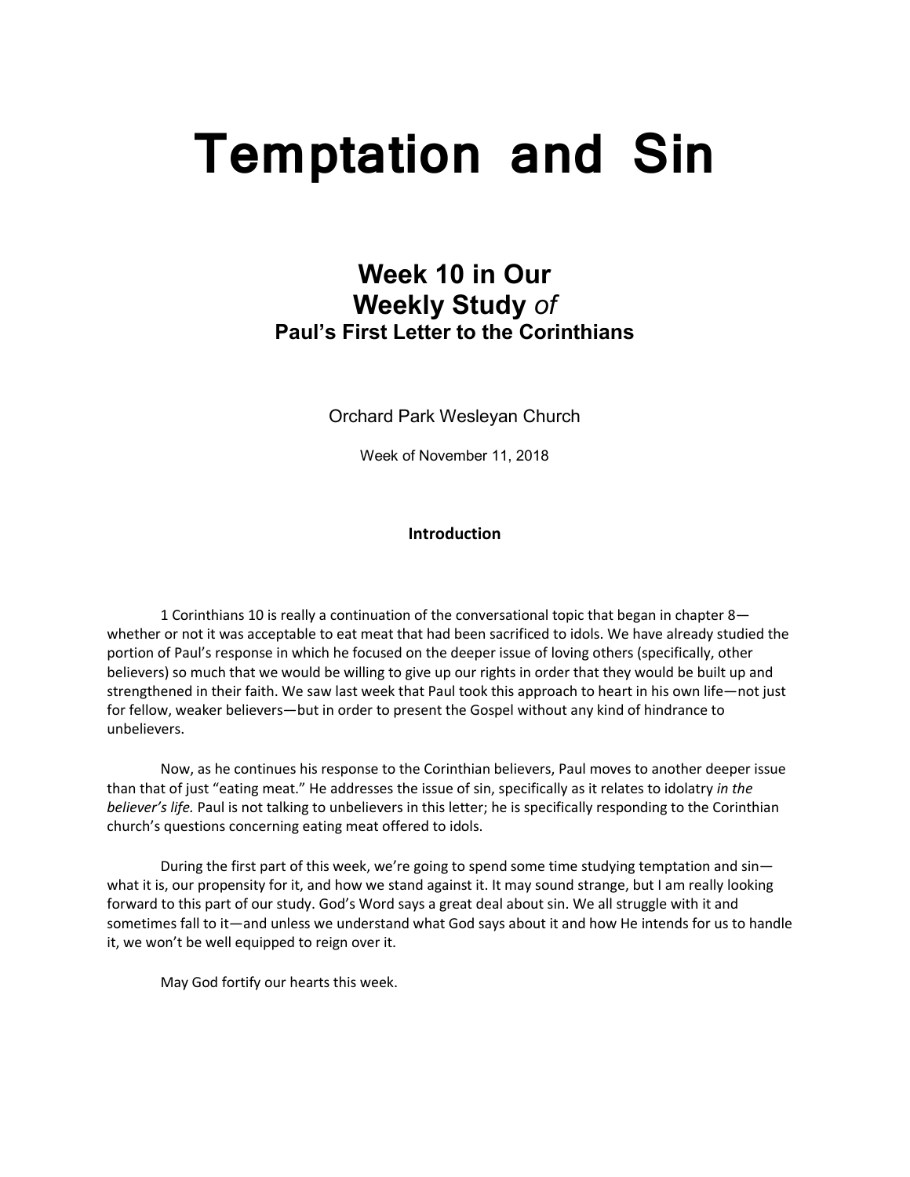# Temptation and Sin

## Week 10 in Our
## Weekly Study *of*
### Paul's First Letter to the Corinthians

Orchard Park Wesleyan Church

Week of November 11, 2018

**Introduction**

1 Corinthians 10 is really a continuation of the conversational topic that began in chapter 8—whether or not it was acceptable to eat meat that had been sacrificed to idols. We have already studied the portion of Paul's response in which he focused on the deeper issue of loving others (specifically, other believers) so much that we would be willing to give up our rights in order that they would be built up and strengthened in their faith. We saw last week that Paul took this approach to heart in his own life—not just for fellow, weaker believers—but in order to present the Gospel without any kind of hindrance to unbelievers.

Now, as he continues his response to the Corinthian believers, Paul moves to another deeper issue than that of just "eating meat." He addresses the issue of sin, specifically as it relates to idolatry *in the believer's life.* Paul is not talking to unbelievers in this letter; he is specifically responding to the Corinthian church's questions concerning eating meat offered to idols.

During the first part of this week, we're going to spend some time studying temptation and sin—what it is, our propensity for it, and how we stand against it. It may sound strange, but I am really looking forward to this part of our study. God's Word says a great deal about sin. We all struggle with it and sometimes fall to it—and unless we understand what God says about it and how He intends for us to handle it, we won't be well equipped to reign over it.

May God fortify our hearts this week.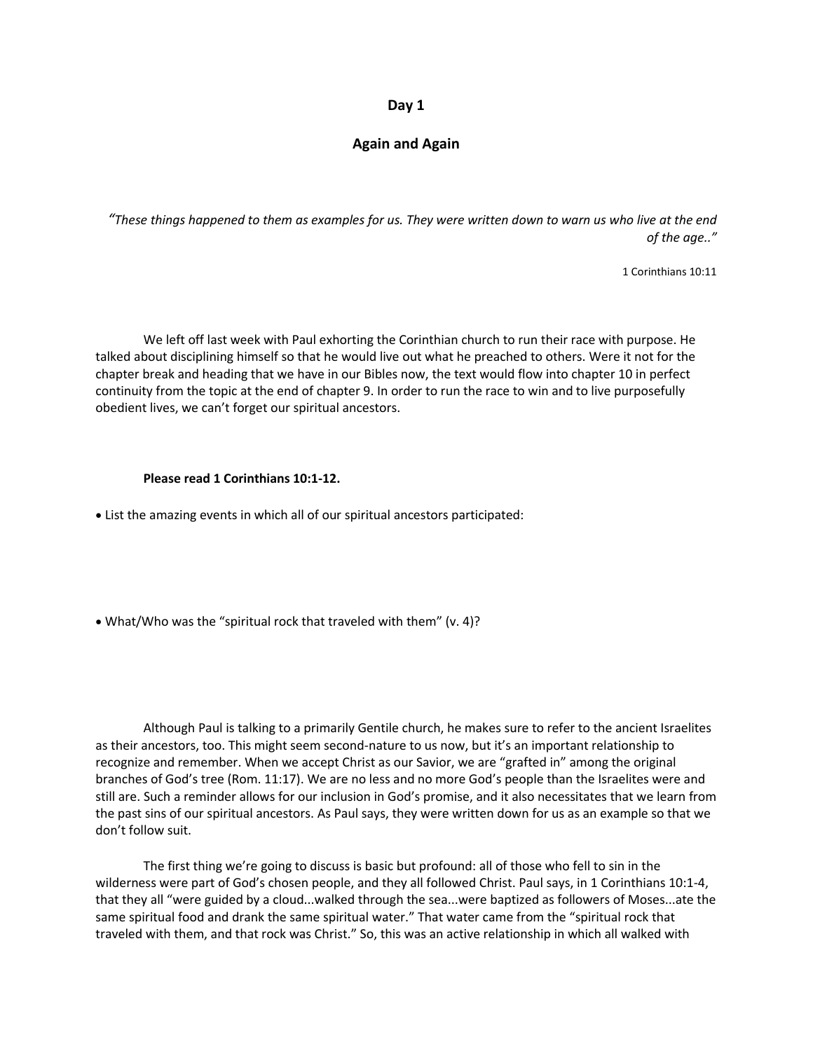## Day 1

## Again and Again

*"These things happened to them as examples for us. They were written down to warn us who live at the end of the age.."*

1 Corinthians 10:11

We left off last week with Paul exhorting the Corinthian church to run their race with purpose. He talked about disciplining himself so that he would live out what he preached to others. Were it not for the chapter break and heading that we have in our Bibles now, the text would flow into chapter 10 in perfect continuity from the topic at the end of chapter 9. In order to run the race to win and to live purposefully obedient lives, we can't forget our spiritual ancestors.

**Please read 1 Corinthians 10:1-12.**

- List the amazing events in which all of our spiritual ancestors participated:

- What/Who was the "spiritual rock that traveled with them" (v. 4)?

Although Paul is talking to a primarily Gentile church, he makes sure to refer to the ancient Israelites as their ancestors, too. This might seem second-nature to us now, but it's an important relationship to recognize and remember. When we accept Christ as our Savior, we are "grafted in" among the original branches of God's tree (Rom. 11:17). We are no less and no more God's people than the Israelites were and still are. Such a reminder allows for our inclusion in God's promise, and it also necessitates that we learn from the past sins of our spiritual ancestors. As Paul says, they were written down for us as an example so that we don't follow suit.

The first thing we're going to discuss is basic but profound: all of those who fell to sin in the wilderness were part of God's chosen people, and they all followed Christ. Paul says, in 1 Corinthians 10:1-4, that they all "were guided by a cloud...walked through the sea...were baptized as followers of Moses...ate the same spiritual food and drank the same spiritual water." That water came from the "spiritual rock that traveled with them, and that rock was Christ." So, this was an active relationship in which all walked with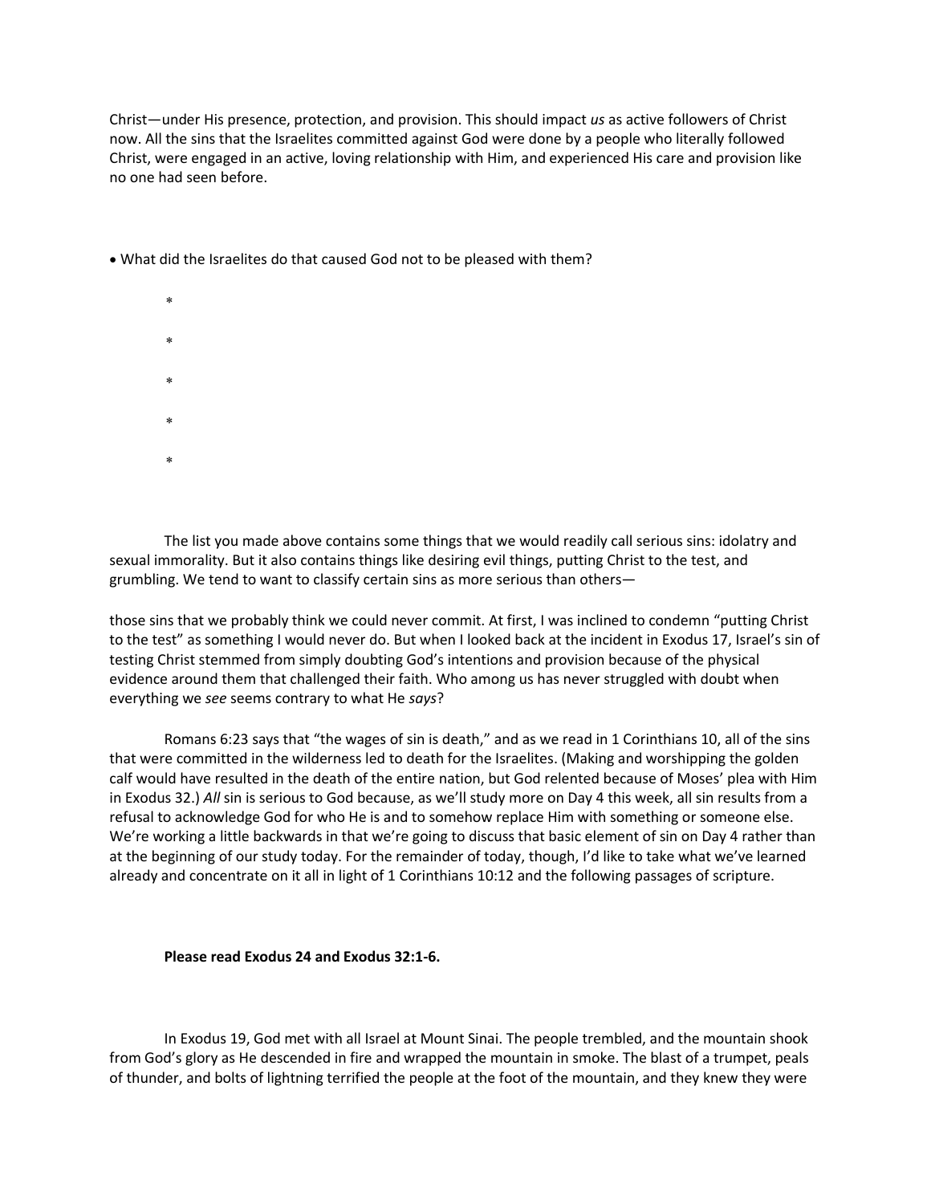Christ—under His presence, protection, and provision. This should impact *us* as active followers of Christ now. All the sins that the Israelites committed against God were done by a people who literally followed Christ, were engaged in an active, loving relationship with Him, and experienced His care and provision like no one had seen before.

- What did the Israelites do that caused God not to be pleased with them?

  *

  *

  *

  *

  *

The list you made above contains some things that we would readily call serious sins: idolatry and sexual immorality. But it also contains things like desiring evil things, putting Christ to the test, and grumbling. We tend to want to classify certain sins as more serious than others—

those sins that we probably think we could never commit. At first, I was inclined to condemn "putting Christ to the test" as something I would never do. But when I looked back at the incident in Exodus 17, Israel's sin of testing Christ stemmed from simply doubting God's intentions and provision because of the physical evidence around them that challenged their faith. Who among us has never struggled with doubt when everything we *see* seems contrary to what He *says*?

Romans 6:23 says that "the wages of sin is death," and as we read in 1 Corinthians 10, all of the sins that were committed in the wilderness led to death for the Israelites. (Making and worshipping the golden calf would have resulted in the death of the entire nation, but God relented because of Moses' plea with Him in Exodus 32.) *All* sin is serious to God because, as we'll study more on Day 4 this week, all sin results from a refusal to acknowledge God for who He is and to somehow replace Him with something or someone else. We're working a little backwards in that we're going to discuss that basic element of sin on Day 4 rather than at the beginning of our study today. For the remainder of today, though, I'd like to take what we've learned already and concentrate on it all in light of 1 Corinthians 10:12 and the following passages of scripture.

**Please read Exodus 24 and Exodus 32:1-6.**

In Exodus 19, God met with all Israel at Mount Sinai. The people trembled, and the mountain shook from God's glory as He descended in fire and wrapped the mountain in smoke. The blast of a trumpet, peals of thunder, and bolts of lightning terrified the people at the foot of the mountain, and they knew they were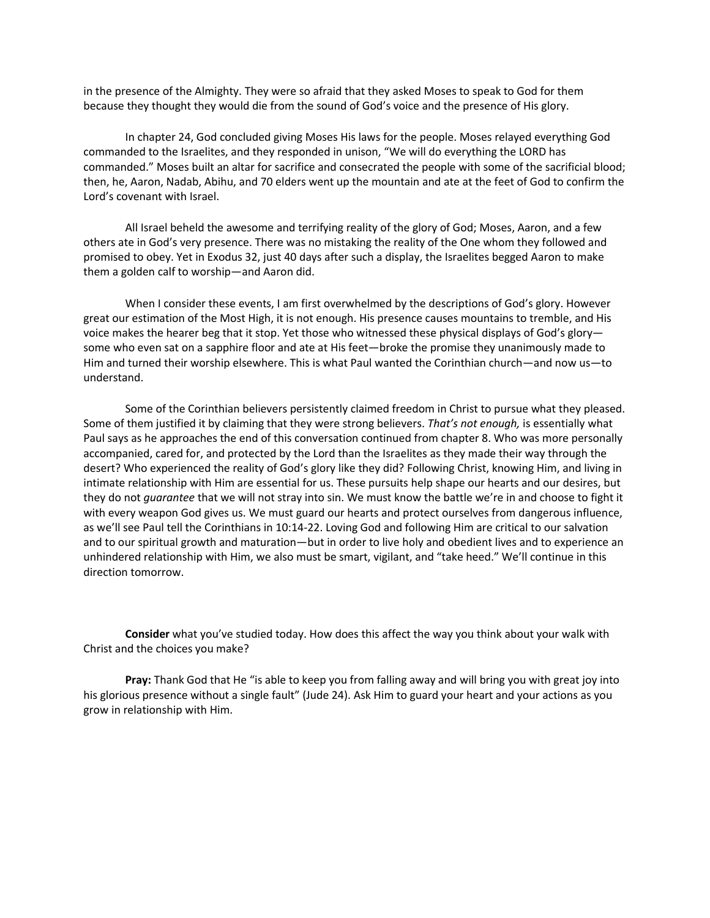in the presence of the Almighty. They were so afraid that they asked Moses to speak to God for them because they thought they would die from the sound of God's voice and the presence of His glory.

In chapter 24, God concluded giving Moses His laws for the people. Moses relayed everything God commanded to the Israelites, and they responded in unison, "We will do everything the LORD has commanded." Moses built an altar for sacrifice and consecrated the people with some of the sacrificial blood; then, he, Aaron, Nadab, Abihu, and 70 elders went up the mountain and ate at the feet of God to confirm the Lord's covenant with Israel.

All Israel beheld the awesome and terrifying reality of the glory of God; Moses, Aaron, and a few others ate in God's very presence. There was no mistaking the reality of the One whom they followed and promised to obey. Yet in Exodus 32, just 40 days after such a display, the Israelites begged Aaron to make them a golden calf to worship—and Aaron did.

When I consider these events, I am first overwhelmed by the descriptions of God's glory. However great our estimation of the Most High, it is not enough. His presence causes mountains to tremble, and His voice makes the hearer beg that it stop. Yet those who witnessed these physical displays of God's glory—some who even sat on a sapphire floor and ate at His feet—broke the promise they unanimously made to Him and turned their worship elsewhere. This is what Paul wanted the Corinthian church—and now us—to understand.

Some of the Corinthian believers persistently claimed freedom in Christ to pursue what they pleased. Some of them justified it by claiming that they were strong believers. *That's not enough,* is essentially what Paul says as he approaches the end of this conversation continued from chapter 8. Who was more personally accompanied, cared for, and protected by the Lord than the Israelites as they made their way through the desert? Who experienced the reality of God's glory like they did? Following Christ, knowing Him, and living in intimate relationship with Him are essential for us. These pursuits help shape our hearts and our desires, but they do not *guarantee* that we will not stray into sin. We must know the battle we're in and choose to fight it with every weapon God gives us. We must guard our hearts and protect ourselves from dangerous influence, as we'll see Paul tell the Corinthians in 10:14-22. Loving God and following Him are critical to our salvation and to our spiritual growth and maturation—but in order to live holy and obedient lives and to experience an unhindered relationship with Him, we also must be smart, vigilant, and "take heed." We'll continue in this direction tomorrow.

**Consider** what you've studied today. How does this affect the way you think about your walk with Christ and the choices you make?

**Pray:** Thank God that He "is able to keep you from falling away and will bring you with great joy into his glorious presence without a single fault" (Jude 24). Ask Him to guard your heart and your actions as you grow in relationship with Him.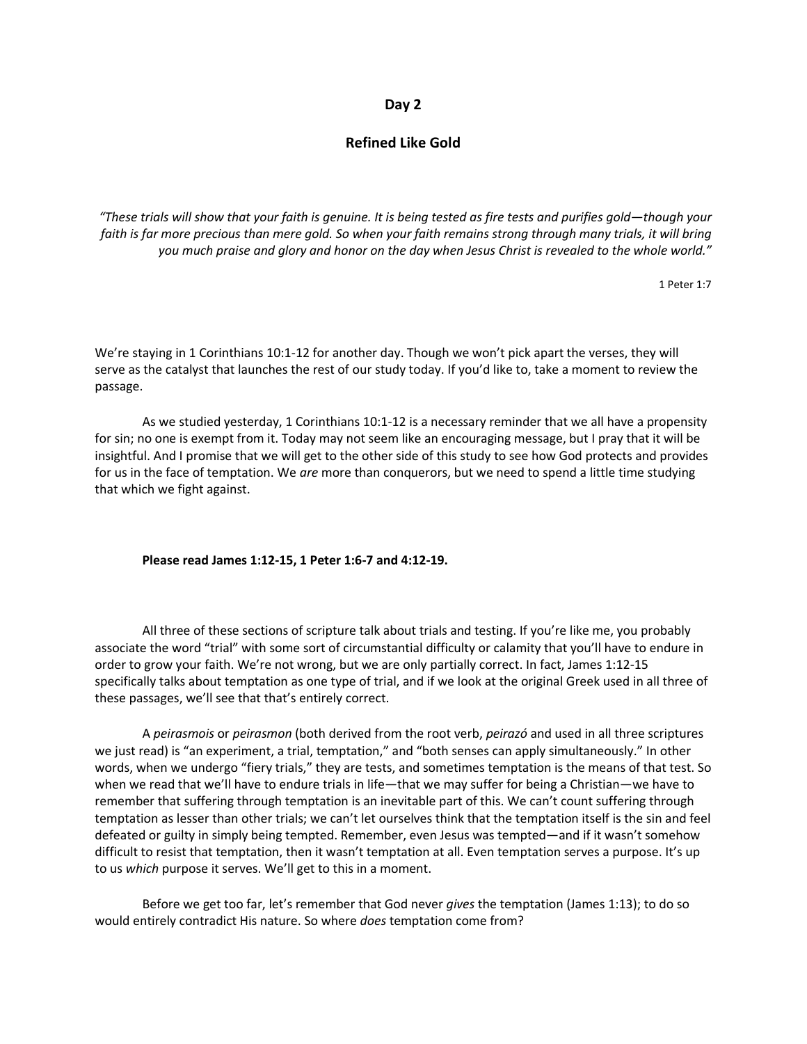## Day 2

## Refined Like Gold

*"These trials will show that your faith is genuine. It is being tested as fire tests and purifies gold—though your faith is far more precious than mere gold. So when your faith remains strong through many trials, it will bring you much praise and glory and honor on the day when Jesus Christ is revealed to the whole world."*

1 Peter 1:7

We're staying in 1 Corinthians 10:1-12 for another day. Though we won't pick apart the verses, they will serve as the catalyst that launches the rest of our study today. If you'd like to, take a moment to review the passage.

As we studied yesterday, 1 Corinthians 10:1-12 is a necessary reminder that we all have a propensity for sin; no one is exempt from it. Today may not seem like an encouraging message, but I pray that it will be insightful. And I promise that we will get to the other side of this study to see how God protects and provides for us in the face of temptation. We *are* more than conquerors, but we need to spend a little time studying that which we fight against.

**Please read James 1:12-15, 1 Peter 1:6-7 and 4:12-19.**

All three of these sections of scripture talk about trials and testing. If you're like me, you probably associate the word "trial" with some sort of circumstantial difficulty or calamity that you'll have to endure in order to grow your faith. We're not wrong, but we are only partially correct. In fact, James 1:12-15 specifically talks about temptation as one type of trial, and if we look at the original Greek used in all three of these passages, we'll see that that's entirely correct.

A *peirasmois* or *peirasmon* (both derived from the root verb, *peirazó* and used in all three scriptures we just read) is "an experiment, a trial, temptation," and "both senses can apply simultaneously." In other words, when we undergo "fiery trials," they are tests, and sometimes temptation is the means of that test. So when we read that we'll have to endure trials in life—that we may suffer for being a Christian—we have to remember that suffering through temptation is an inevitable part of this. We can't count suffering through temptation as lesser than other trials; we can't let ourselves think that the temptation itself is the sin and feel defeated or guilty in simply being tempted. Remember, even Jesus was tempted—and if it wasn't somehow difficult to resist that temptation, then it wasn't temptation at all. Even temptation serves a purpose. It's up to us *which* purpose it serves. We'll get to this in a moment.

Before we get too far, let's remember that God never *gives* the temptation (James 1:13); to do so would entirely contradict His nature. So where *does* temptation come from?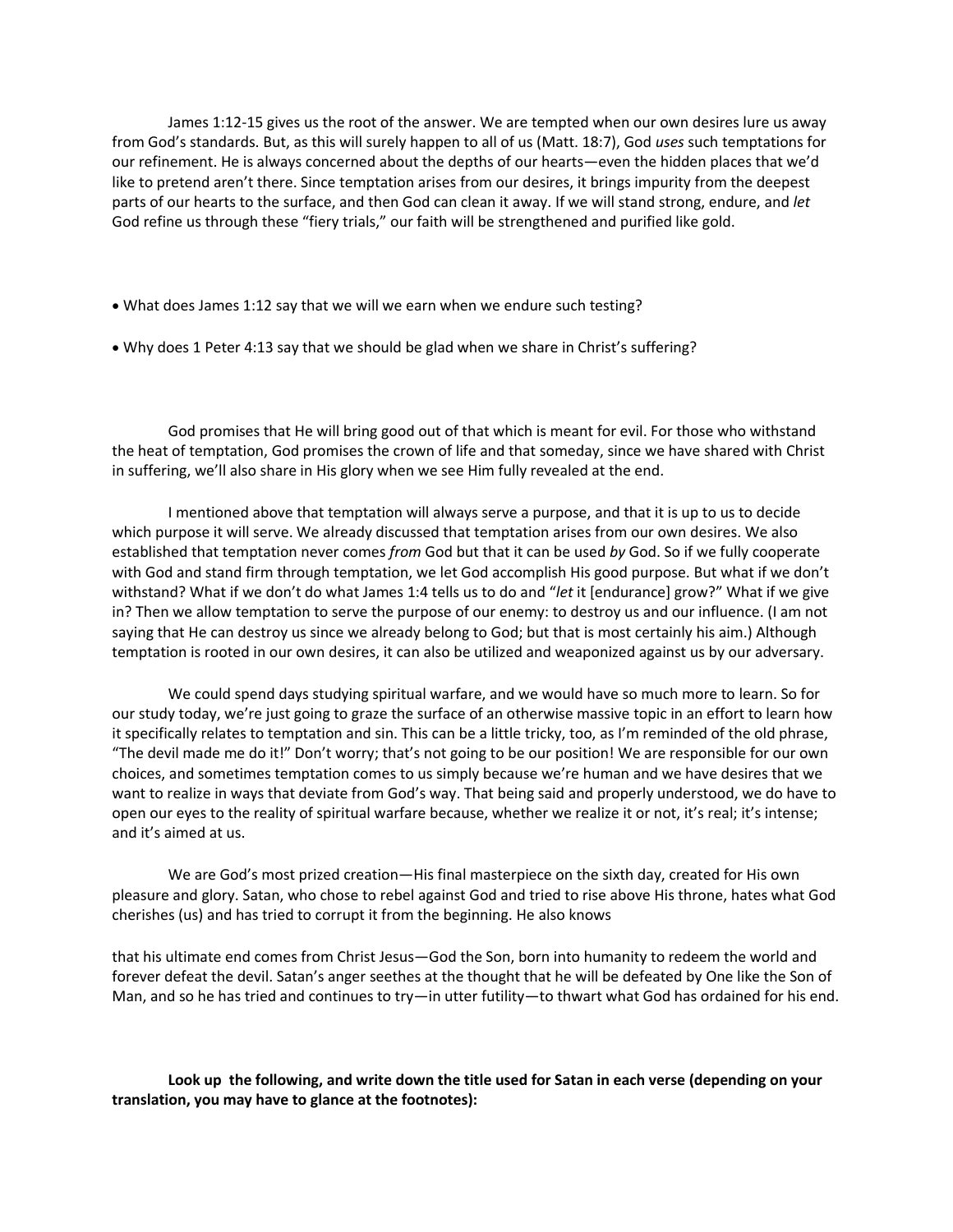James 1:12-15 gives us the root of the answer. We are tempted when our own desires lure us away from God's standards. But, as this will surely happen to all of us (Matt. 18:7), God *uses* such temptations for our refinement. He is always concerned about the depths of our hearts—even the hidden places that we'd like to pretend aren't there. Since temptation arises from our desires, it brings impurity from the deepest parts of our hearts to the surface, and then God can clean it away. If we will stand strong, endure, and *let* God refine us through these "fiery trials," our faith will be strengthened and purified like gold.

- What does James 1:12 say that we will we earn when we endure such testing?
- Why does 1 Peter 4:13 say that we should be glad when we share in Christ's suffering?

God promises that He will bring good out of that which is meant for evil. For those who withstand the heat of temptation, God promises the crown of life and that someday, since we have shared with Christ in suffering, we'll also share in His glory when we see Him fully revealed at the end.

I mentioned above that temptation will always serve a purpose, and that it is up to us to decide which purpose it will serve. We already discussed that temptation arises from our own desires. We also established that temptation never comes *from* God but that it can be used *by* God. So if we fully cooperate with God and stand firm through temptation, we let God accomplish His good purpose. But what if we don't withstand? What if we don't do what James 1:4 tells us to do and "*let* it [endurance] grow?" What if we give in? Then we allow temptation to serve the purpose of our enemy: to destroy us and our influence. (I am not saying that He can destroy us since we already belong to God; but that is most certainly his aim.) Although temptation is rooted in our own desires, it can also be utilized and weaponized against us by our adversary.

We could spend days studying spiritual warfare, and we would have so much more to learn. So for our study today, we're just going to graze the surface of an otherwise massive topic in an effort to learn how it specifically relates to temptation and sin. This can be a little tricky, too, as I'm reminded of the old phrase, "The devil made me do it!" Don't worry; that's not going to be our position! We are responsible for our own choices, and sometimes temptation comes to us simply because we're human and we have desires that we want to realize in ways that deviate from God's way. That being said and properly understood, we do have to open our eyes to the reality of spiritual warfare because, whether we realize it or not, it's real; it's intense; and it's aimed at us.

We are God's most prized creation—His final masterpiece on the sixth day, created for His own pleasure and glory. Satan, who chose to rebel against God and tried to rise above His throne, hates what God cherishes (us) and has tried to corrupt it from the beginning. He also knows that his ultimate end comes from Christ Jesus—God the Son, born into humanity to redeem the world and forever defeat the devil. Satan's anger seethes at the thought that he will be defeated by One like the Son of Man, and so he has tried and continues to try—in utter futility—to thwart what God has ordained for his end.

**Look up the following, and write down the title used for Satan in each verse (depending on your translation, you may have to glance at the footnotes):**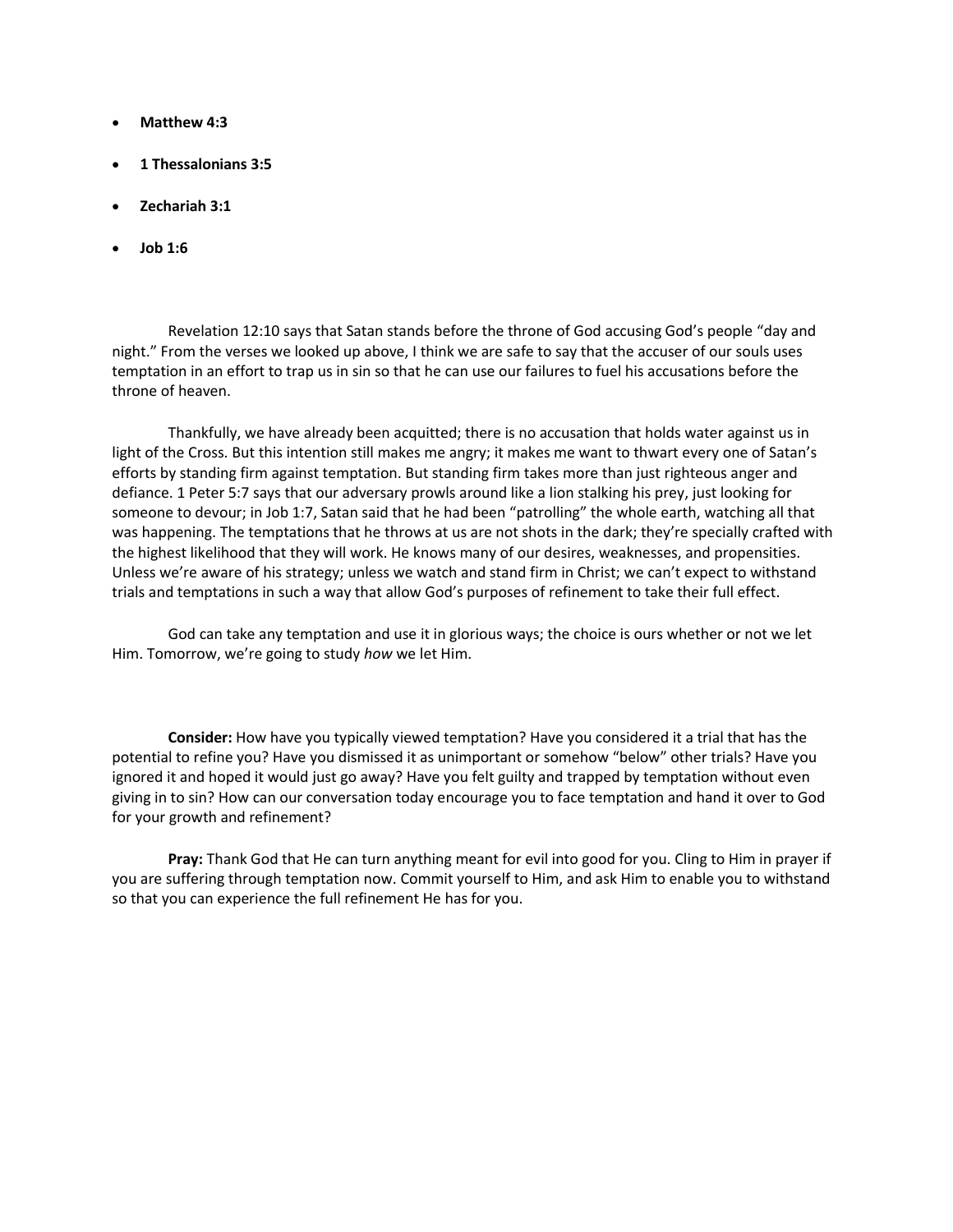- **Matthew 4:3**
- **1 Thessalonians 3:5**
- **Zechariah 3:1**
- **Job 1:6**

Revelation 12:10 says that Satan stands before the throne of God accusing God's people "day and night." From the verses we looked up above, I think we are safe to say that the accuser of our souls uses temptation in an effort to trap us in sin so that he can use our failures to fuel his accusations before the throne of heaven.

Thankfully, we have already been acquitted; there is no accusation that holds water against us in light of the Cross. But this intention still makes me angry; it makes me want to thwart every one of Satan's efforts by standing firm against temptation. But standing firm takes more than just righteous anger and defiance. 1 Peter 5:7 says that our adversary prowls around like a lion stalking his prey, just looking for someone to devour; in Job 1:7, Satan said that he had been "patrolling" the whole earth, watching all that was happening. The temptations that he throws at us are not shots in the dark; they're specially crafted with the highest likelihood that they will work. He knows many of our desires, weaknesses, and propensities. Unless we're aware of his strategy; unless we watch and stand firm in Christ; we can't expect to withstand trials and temptations in such a way that allow God's purposes of refinement to take their full effect.

God can take any temptation and use it in glorious ways; the choice is ours whether or not we let Him. Tomorrow, we're going to study *how* we let Him.

**Consider:** How have you typically viewed temptation? Have you considered it a trial that has the potential to refine you? Have you dismissed it as unimportant or somehow "below" other trials? Have you ignored it and hoped it would just go away? Have you felt guilty and trapped by temptation without even giving in to sin? How can our conversation today encourage you to face temptation and hand it over to God for your growth and refinement?

**Pray:** Thank God that He can turn anything meant for evil into good for you. Cling to Him in prayer if you are suffering through temptation now. Commit yourself to Him, and ask Him to enable you to withstand so that you can experience the full refinement He has for you.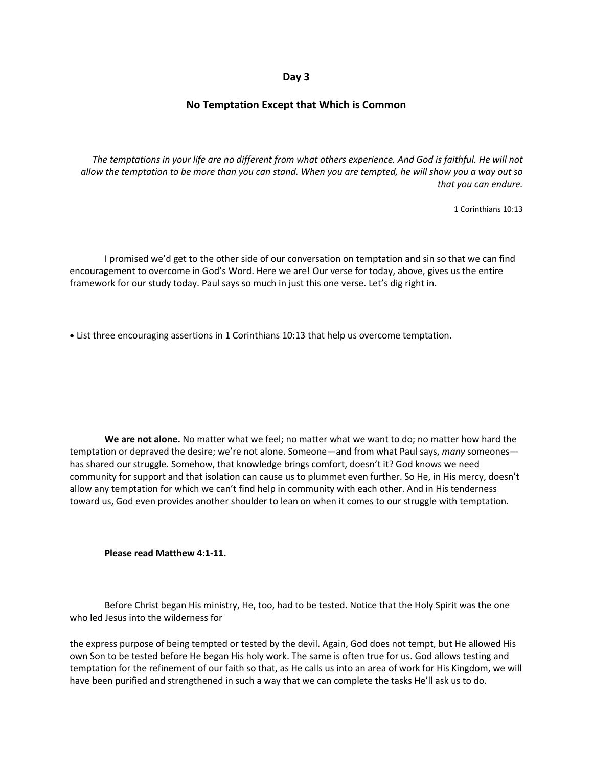## Day 3

## No Temptation Except that Which is Common

> *The temptations in your life are no different from what others experience. And God is faithful. He will not allow the temptation to be more than you can stand. When you are tempted, he will show you a way out so that you can endure.*
>
> 1 Corinthians 10:13

I promised we'd get to the other side of our conversation on temptation and sin so that we can find encouragement to overcome in God's Word. Here we are! Our verse for today, above, gives us the entire framework for our study today. Paul says so much in just this one verse. Let's dig right in.

- List three encouraging assertions in 1 Corinthians 10:13 that help us overcome temptation.

**We are not alone.** No matter what we feel; no matter what we want to do; no matter how hard the temptation or depraved the desire; we're not alone. Someone—and from what Paul says, *many* someones—has shared our struggle. Somehow, that knowledge brings comfort, doesn't it? God knows we need community for support and that isolation can cause us to plummet even further. So He, in His mercy, doesn't allow any temptation for which we can't find help in community with each other. And in His tenderness toward us, God even provides another shoulder to lean on when it comes to our struggle with temptation.

**Please read Matthew 4:1-11.**

Before Christ began His ministry, He, too, had to be tested. Notice that the Holy Spirit was the one who led Jesus into the wilderness for the express purpose of being tempted or tested by the devil. Again, God does not tempt, but He allowed His own Son to be tested before He began His holy work. The same is often true for us. God allows testing and temptation for the refinement of our faith so that, as He calls us into an area of work for His Kingdom, we will have been purified and strengthened in such a way that we can complete the tasks He'll ask us to do.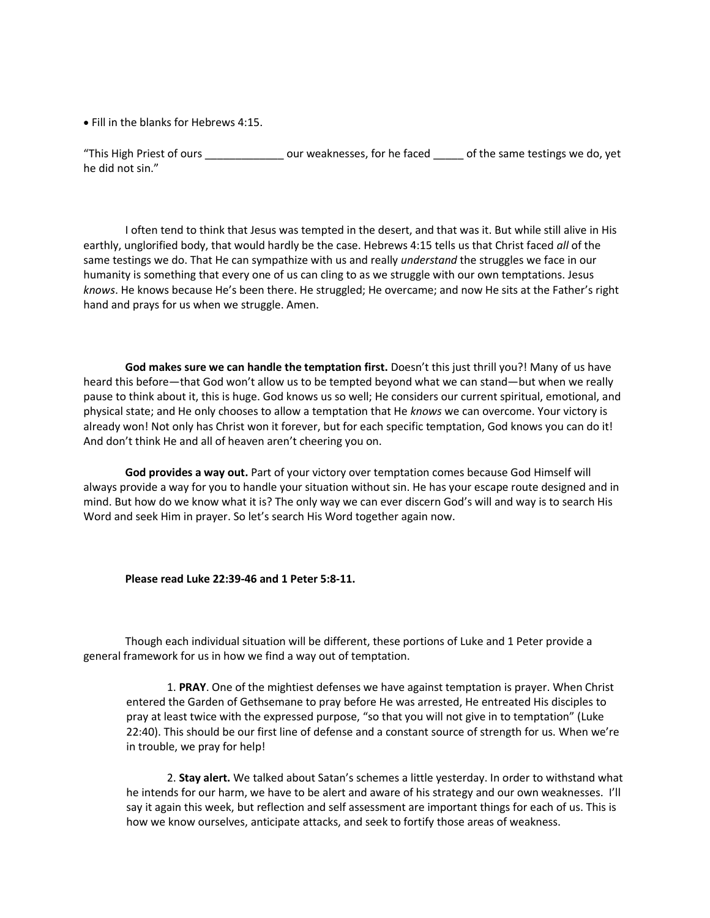- Fill in the blanks for Hebrews 4:15.

"This High Priest of ours _____________ our weaknesses, for he faced _____ of the same testings we do, yet he did not sin."

I often tend to think that Jesus was tempted in the desert, and that was it. But while still alive in His earthly, unglorified body, that would hardly be the case. Hebrews 4:15 tells us that Christ faced *all* of the same testings we do. That He can sympathize with us and really *understand* the struggles we face in our humanity is something that every one of us can cling to as we struggle with our own temptations. Jesus *knows*. He knows because He's been there. He struggled; He overcame; and now He sits at the Father's right hand and prays for us when we struggle. Amen.

**God makes sure we can handle the temptation first.** Doesn't this just thrill you?! Many of us have heard this before—that God won't allow us to be tempted beyond what we can stand—but when we really pause to think about it, this is huge. God knows us so well; He considers our current spiritual, emotional, and physical state; and He only chooses to allow a temptation that He *knows* we can overcome. Your victory is already won! Not only has Christ won it forever, but for each specific temptation, God knows you can do it! And don't think He and all of heaven aren't cheering you on.

**God provides a way out.** Part of your victory over temptation comes because God Himself will always provide a way for you to handle your situation without sin. He has your escape route designed and in mind. But how do we know what it is? The only way we can ever discern God's will and way is to search His Word and seek Him in prayer. So let's search His Word together again now.

**Please read Luke 22:39-46 and 1 Peter 5:8-11.**

Though each individual situation will be different, these portions of Luke and 1 Peter provide a general framework for us in how we find a way out of temptation.

1. **PRAY**. One of the mightiest defenses we have against temptation is prayer. When Christ entered the Garden of Gethsemane to pray before He was arrested, He entreated His disciples to pray at least twice with the expressed purpose, "so that you will not give in to temptation" (Luke 22:40). This should be our first line of defense and a constant source of strength for us. When we're in trouble, we pray for help!

2. **Stay alert.** We talked about Satan's schemes a little yesterday. In order to withstand what he intends for our harm, we have to be alert and aware of his strategy and our own weaknesses. I'll say it again this week, but reflection and self assessment are important things for each of us. This is how we know ourselves, anticipate attacks, and seek to fortify those areas of weakness.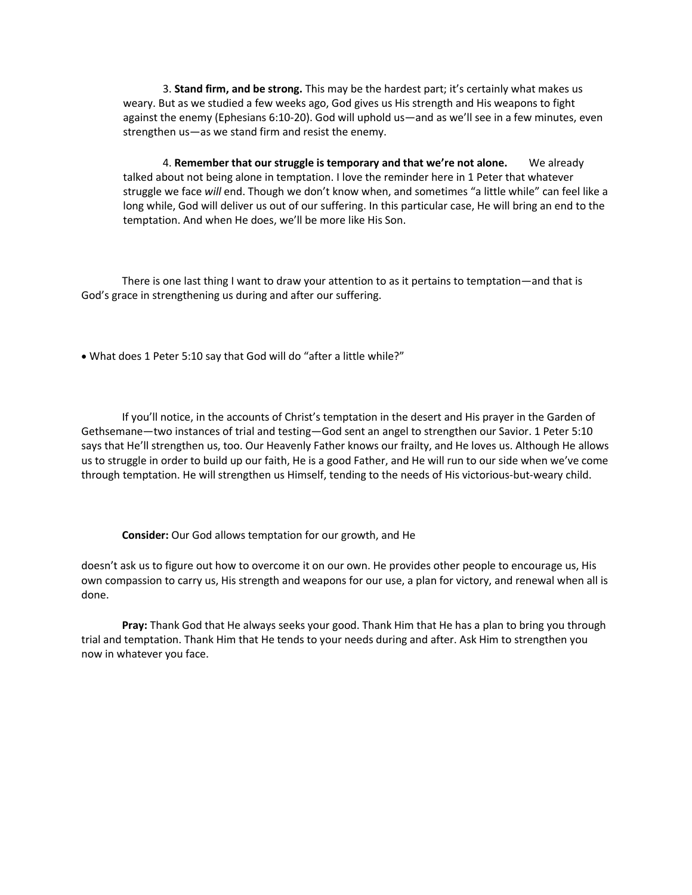3. **Stand firm, and be strong.** This may be the hardest part; it's certainly what makes us weary. But as we studied a few weeks ago, God gives us His strength and His weapons to fight against the enemy (Ephesians 6:10-20). God will uphold us—and as we'll see in a few minutes, even strengthen us—as we stand firm and resist the enemy.

4. **Remember that our struggle is temporary and that we're not alone.** We already talked about not being alone in temptation. I love the reminder here in 1 Peter that whatever struggle we face *will* end. Though we don't know when, and sometimes "a little while" can feel like a long while, God will deliver us out of our suffering. In this particular case, He will bring an end to the temptation. And when He does, we'll be more like His Son.

There is one last thing I want to draw your attention to as it pertains to temptation—and that is God's grace in strengthening us during and after our suffering.

- What does 1 Peter 5:10 say that God will do "after a little while?"

If you'll notice, in the accounts of Christ's temptation in the desert and His prayer in the Garden of Gethsemane—two instances of trial and testing—God sent an angel to strengthen our Savior. 1 Peter 5:10 says that He'll strengthen us, too. Our Heavenly Father knows our frailty, and He loves us. Although He allows us to struggle in order to build up our faith, He is a good Father, and He will run to our side when we've come through temptation. He will strengthen us Himself, tending to the needs of His victorious-but-weary child.

**Consider:** Our God allows temptation for our growth, and He doesn't ask us to figure out how to overcome it on our own. He provides other people to encourage us, His own compassion to carry us, His strength and weapons for our use, a plan for victory, and renewal when all is done.

**Pray:** Thank God that He always seeks your good. Thank Him that He has a plan to bring you through trial and temptation. Thank Him that He tends to your needs during and after. Ask Him to strengthen you now in whatever you face.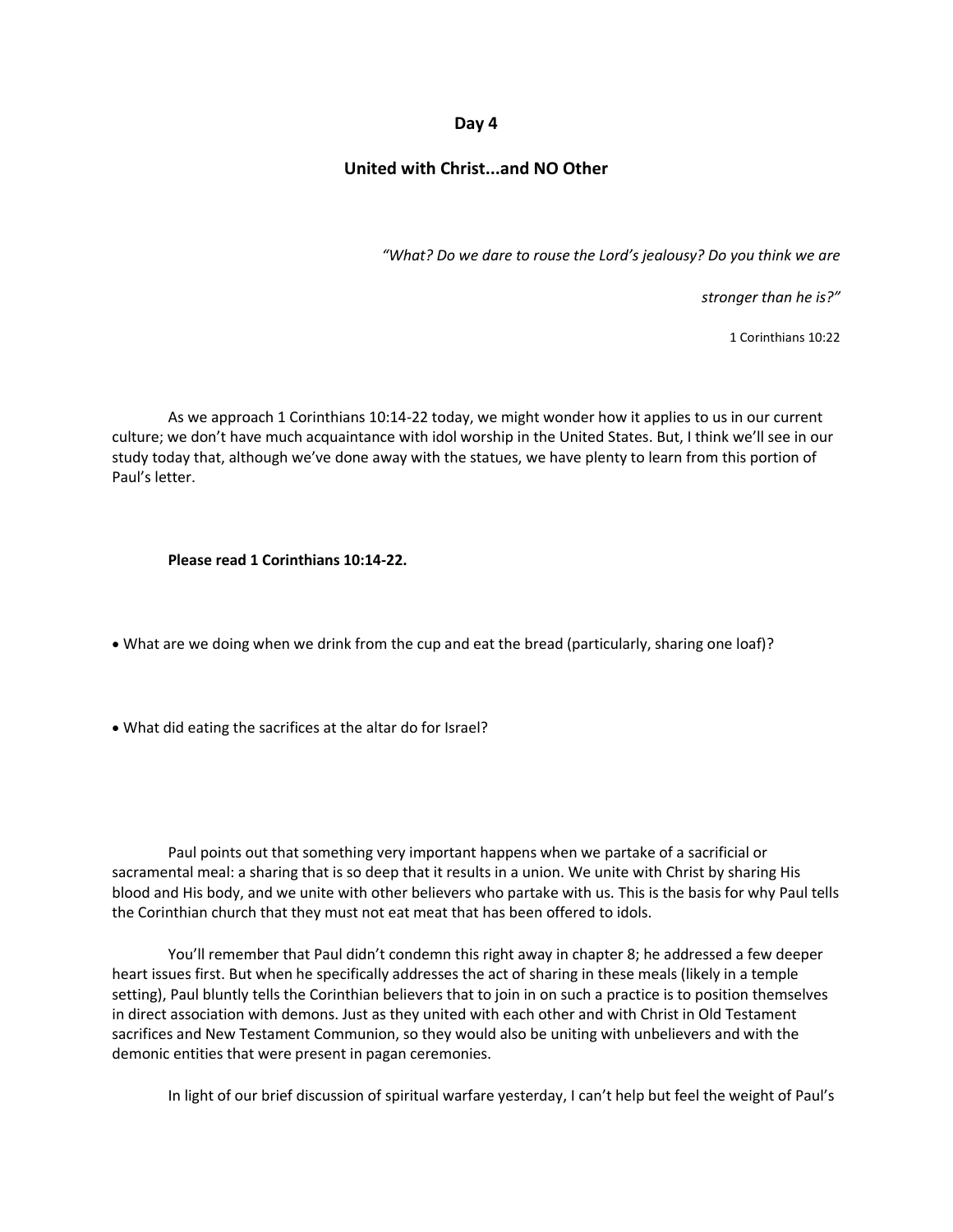**Day 4**

**United with Christ...and NO Other**

> *"What? Do we dare to rouse the Lord's jealousy? Do you think we are stronger than he is?"*
>
> 1 Corinthians 10:22

As we approach 1 Corinthians 10:14-22 today, we might wonder how it applies to us in our current culture; we don't have much acquaintance with idol worship in the United States. But, I think we'll see in our study today that, although we've done away with the statues, we have plenty to learn from this portion of Paul's letter.

**Please read 1 Corinthians 10:14-22.**

- What are we doing when we drink from the cup and eat the bread (particularly, sharing one loaf)?

- What did eating the sacrifices at the altar do for Israel?

Paul points out that something very important happens when we partake of a sacrificial or sacramental meal: a sharing that is so deep that it results in a union. We unite with Christ by sharing His blood and His body, and we unite with other believers who partake with us. This is the basis for why Paul tells the Corinthian church that they must not eat meat that has been offered to idols.

You'll remember that Paul didn't condemn this right away in chapter 8; he addressed a few deeper heart issues first. But when he specifically addresses the act of sharing in these meals (likely in a temple setting), Paul bluntly tells the Corinthian believers that to join in on such a practice is to position themselves in direct association with demons. Just as they united with each other and with Christ in Old Testament sacrifices and New Testament Communion, so they would also be uniting with unbelievers and with the demonic entities that were present in pagan ceremonies.

In light of our brief discussion of spiritual warfare yesterday, I can't help but feel the weight of Paul's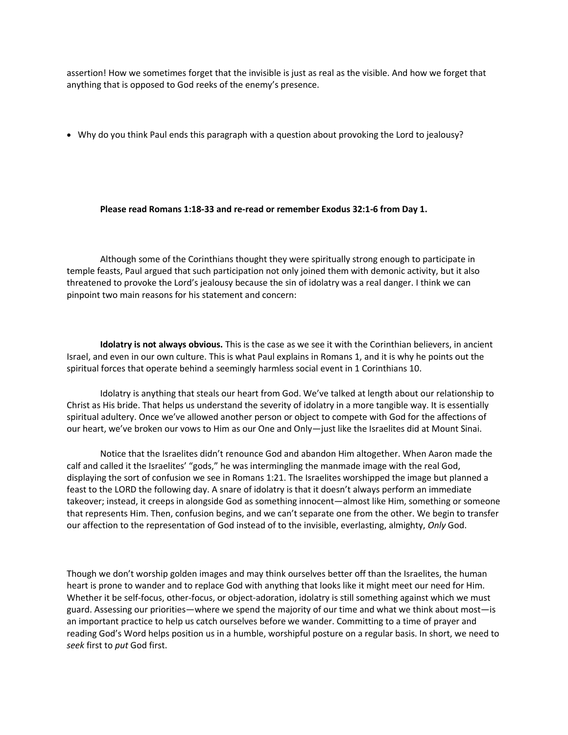assertion! How we sometimes forget that the invisible is just as real as the visible. And how we forget that anything that is opposed to God reeks of the enemy's presence.

- Why do you think Paul ends this paragraph with a question about provoking the Lord to jealousy?

**Please read Romans 1:18-33 and re-read or remember Exodus 32:1-6 from Day 1.**

Although some of the Corinthians thought they were spiritually strong enough to participate in temple feasts, Paul argued that such participation not only joined them with demonic activity, but it also threatened to provoke the Lord's jealousy because the sin of idolatry was a real danger. I think we can pinpoint two main reasons for his statement and concern:

**Idolatry is not always obvious.** This is the case as we see it with the Corinthian believers, in ancient Israel, and even in our own culture. This is what Paul explains in Romans 1, and it is why he points out the spiritual forces that operate behind a seemingly harmless social event in 1 Corinthians 10.

Idolatry is anything that steals our heart from God. We've talked at length about our relationship to Christ as His bride. That helps us understand the severity of idolatry in a more tangible way. It is essentially spiritual adultery. Once we've allowed another person or object to compete with God for the affections of our heart, we've broken our vows to Him as our One and Only—just like the Israelites did at Mount Sinai.

Notice that the Israelites didn't renounce God and abandon Him altogether. When Aaron made the calf and called it the Israelites' "gods," he was intermingling the manmade image with the real God, displaying the sort of confusion we see in Romans 1:21. The Israelites worshipped the image but planned a feast to the LORD the following day. A snare of idolatry is that it doesn't always perform an immediate takeover; instead, it creeps in alongside God as something innocent—almost like Him, something or someone that represents Him. Then, confusion begins, and we can't separate one from the other. We begin to transfer our affection to the representation of God instead of to the invisible, everlasting, almighty, *Only* God.

Though we don't worship golden images and may think ourselves better off than the Israelites, the human heart is prone to wander and to replace God with anything that looks like it might meet our need for Him. Whether it be self-focus, other-focus, or object-adoration, idolatry is still something against which we must guard. Assessing our priorities—where we spend the majority of our time and what we think about most—is an important practice to help us catch ourselves before we wander. Committing to a time of prayer and reading God's Word helps position us in a humble, worshipful posture on a regular basis. In short, we need to *seek* first to *put* God first.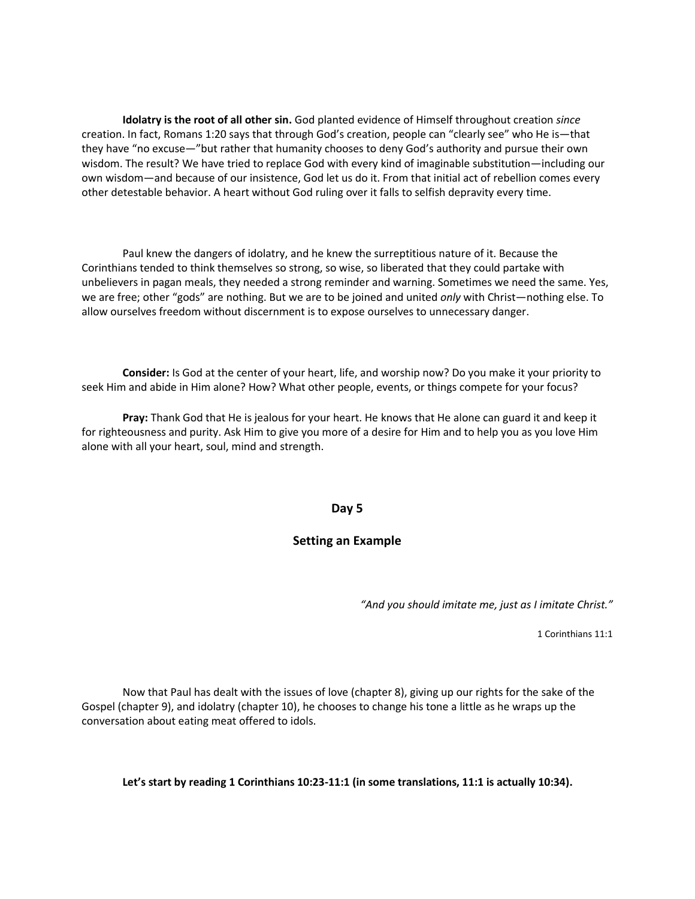**Idolatry is the root of all other sin.** God planted evidence of Himself throughout creation *since* creation. In fact, Romans 1:20 says that through God's creation, people can "clearly see" who He is—that they have "no excuse—"but rather that humanity chooses to deny God's authority and pursue their own wisdom. The result? We have tried to replace God with every kind of imaginable substitution—including our own wisdom—and because of our insistence, God let us do it. From that initial act of rebellion comes every other detestable behavior. A heart without God ruling over it falls to selfish depravity every time.

Paul knew the dangers of idolatry, and he knew the surreptitious nature of it. Because the Corinthians tended to think themselves so strong, so wise, so liberated that they could partake with unbelievers in pagan meals, they needed a strong reminder and warning. Sometimes we need the same. Yes, we are free; other "gods" are nothing. But we are to be joined and united *only* with Christ—nothing else. To allow ourselves freedom without discernment is to expose ourselves to unnecessary danger.

**Consider:** Is God at the center of your heart, life, and worship now? Do you make it your priority to seek Him and abide in Him alone? How? What other people, events, or things compete for your focus?

**Pray:** Thank God that He is jealous for your heart. He knows that He alone can guard it and keep it for righteousness and purity. Ask Him to give you more of a desire for Him and to help you as you love Him alone with all your heart, soul, mind and strength.

## Day 5

## Setting an Example

*"And you should imitate me, just as I imitate Christ."*

1 Corinthians 11:1

Now that Paul has dealt with the issues of love (chapter 8), giving up our rights for the sake of the Gospel (chapter 9), and idolatry (chapter 10), he chooses to change his tone a little as he wraps up the conversation about eating meat offered to idols.

**Let's start by reading 1 Corinthians 10:23-11:1 (in some translations, 11:1 is actually 10:34).**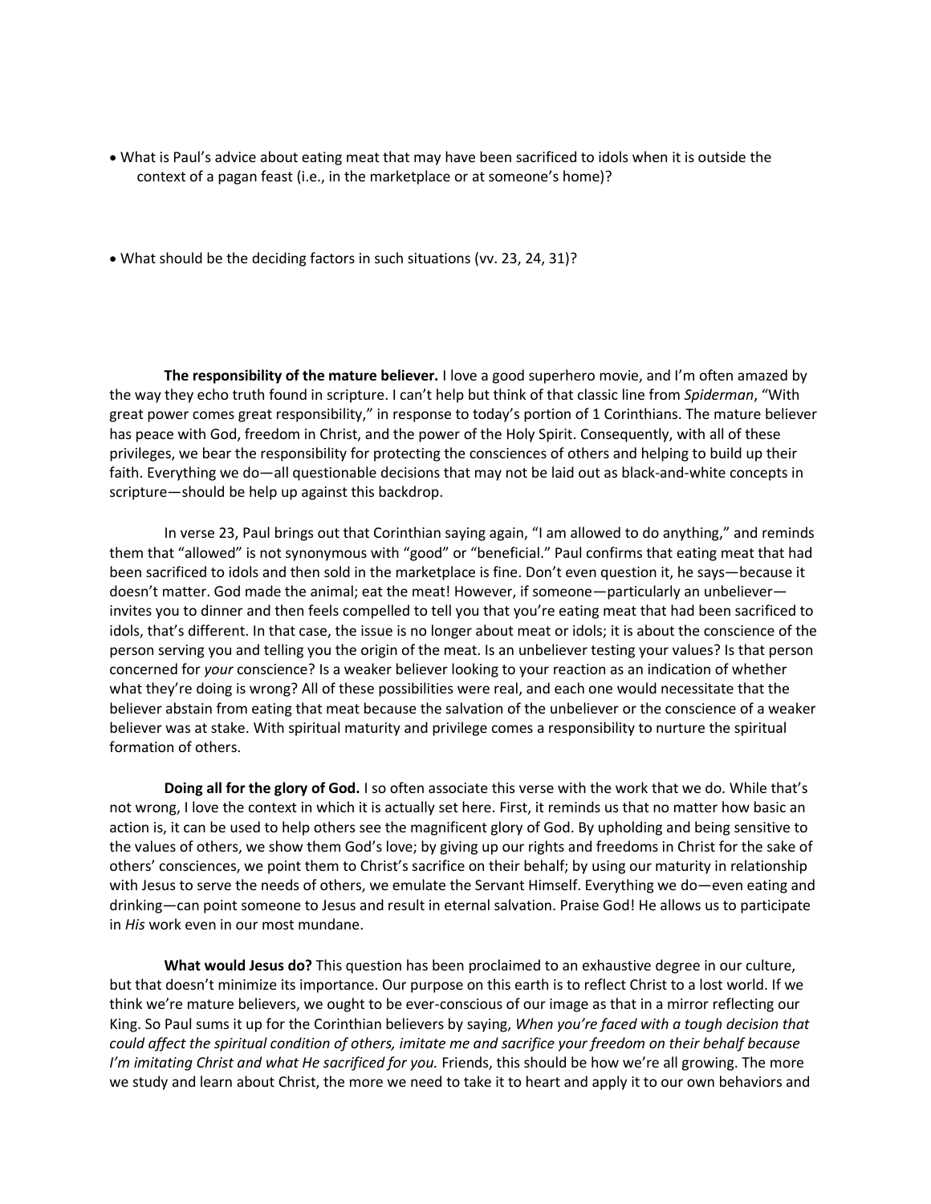- What is Paul's advice about eating meat that may have been sacrificed to idols when it is outside the context of a pagan feast (i.e., in the marketplace or at someone's home)?

- What should be the deciding factors in such situations (vv. 23, 24, 31)?

**The responsibility of the mature believer.** I love a good superhero movie, and I'm often amazed by the way they echo truth found in scripture. I can't help but think of that classic line from *Spiderman*, "With great power comes great responsibility," in response to today's portion of 1 Corinthians. The mature believer has peace with God, freedom in Christ, and the power of the Holy Spirit. Consequently, with all of these privileges, we bear the responsibility for protecting the consciences of others and helping to build up their faith. Everything we do—all questionable decisions that may not be laid out as black-and-white concepts in scripture—should be help up against this backdrop.

In verse 23, Paul brings out that Corinthian saying again, "I am allowed to do anything," and reminds them that "allowed" is not synonymous with "good" or "beneficial." Paul confirms that eating meat that had been sacrificed to idols and then sold in the marketplace is fine. Don't even question it, he says—because it doesn't matter. God made the animal; eat the meat! However, if someone—particularly an unbeliever—invites you to dinner and then feels compelled to tell you that you're eating meat that had been sacrificed to idols, that's different. In that case, the issue is no longer about meat or idols; it is about the conscience of the person serving you and telling you the origin of the meat. Is an unbeliever testing your values? Is that person concerned for *your* conscience? Is a weaker believer looking to your reaction as an indication of whether what they're doing is wrong? All of these possibilities were real, and each one would necessitate that the believer abstain from eating that meat because the salvation of the unbeliever or the conscience of a weaker believer was at stake. With spiritual maturity and privilege comes a responsibility to nurture the spiritual formation of others.

**Doing all for the glory of God.** I so often associate this verse with the work that we do. While that's not wrong, I love the context in which it is actually set here. First, it reminds us that no matter how basic an action is, it can be used to help others see the magnificent glory of God. By upholding and being sensitive to the values of others, we show them God's love; by giving up our rights and freedoms in Christ for the sake of others' consciences, we point them to Christ's sacrifice on their behalf; by using our maturity in relationship with Jesus to serve the needs of others, we emulate the Servant Himself. Everything we do—even eating and drinking—can point someone to Jesus and result in eternal salvation. Praise God! He allows us to participate in *His* work even in our most mundane.

**What would Jesus do?** This question has been proclaimed to an exhaustive degree in our culture, but that doesn't minimize its importance. Our purpose on this earth is to reflect Christ to a lost world. If we think we're mature believers, we ought to be ever-conscious of our image as that in a mirror reflecting our King. So Paul sums it up for the Corinthian believers by saying, *When you're faced with a tough decision that could affect the spiritual condition of others, imitate me and sacrifice your freedom on their behalf because I'm imitating Christ and what He sacrificed for you.* Friends, this should be how we're all growing. The more we study and learn about Christ, the more we need to take it to heart and apply it to our own behaviors and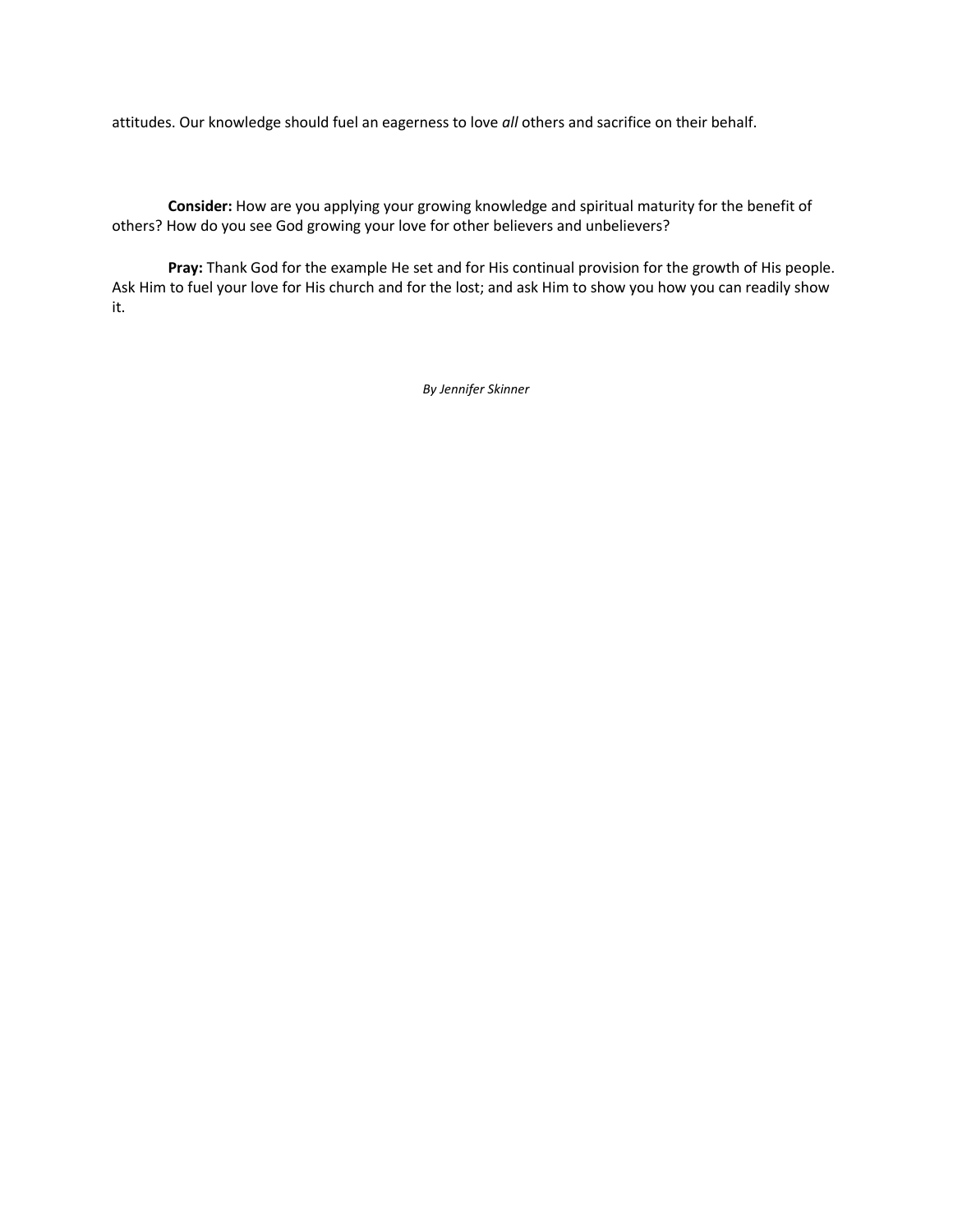attitudes. Our knowledge should fuel an eagerness to love *all* others and sacrifice on their behalf.

**Consider:** How are you applying your growing knowledge and spiritual maturity for the benefit of others? How do you see God growing your love for other believers and unbelievers?

**Pray:** Thank God for the example He set and for His continual provision for the growth of His people. Ask Him to fuel your love for His church and for the lost; and ask Him to show you how you can readily show it.

*By Jennifer Skinner*